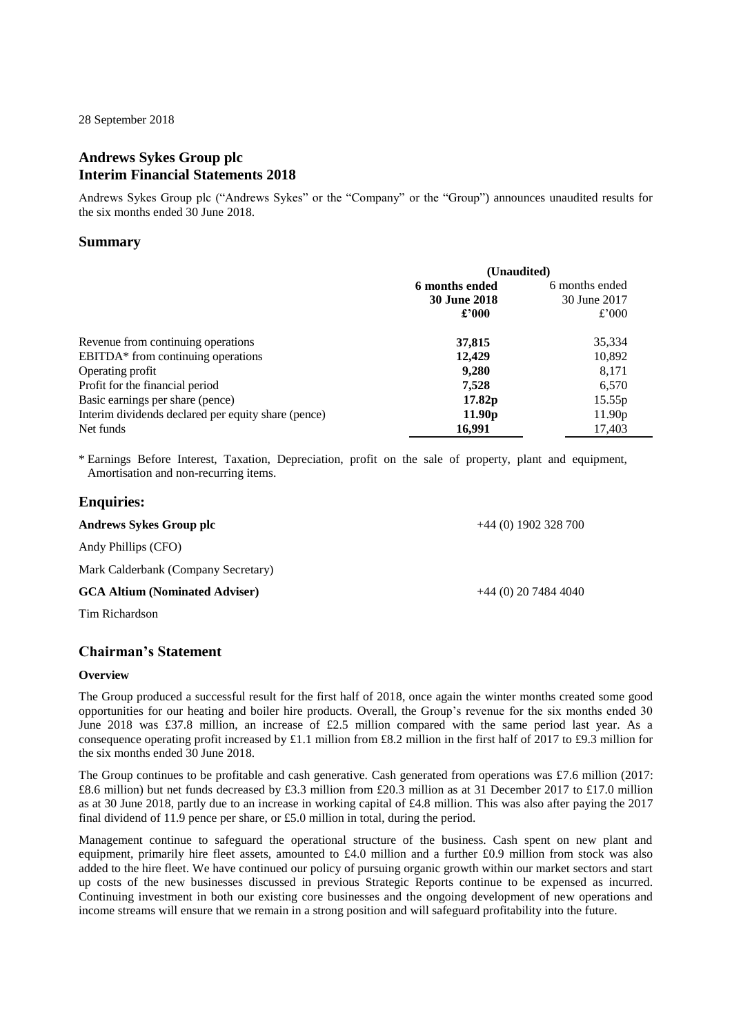28 September 2018

# Andrews Sykes Group plc
# Interim Financial Statements 2018

Andrews Sykes Group plc ("Andrews Sykes" or the "Company" or the "Group") announces unaudited results for the six months ended 30 June 2018.

## Summary

| | (Unaudited) | |
|---|---|---|
| | **6 months ended 30 June 2018 £'000** | 6 months ended 30 June 2017 £'000 |
| Revenue from continuing operations | **37,815** | 35,334 |
| EBITDA* from continuing operations | **12,429** | 10,892 |
| Operating profit | **9,280** | 8,171 |
| Profit for the financial period | **7,528** | 6,570 |
| Basic earnings per share (pence) | **17.82p** | 15.55p |
| Interim dividends declared per equity share (pence) | **11.90p** | 11.90p |
| Net funds | **16,991** | 17,403 |

\* Earnings Before Interest, Taxation, Depreciation, profit on the sale of property, plant and equipment, Amortisation and non-recurring items.

## Enquiries:

**Andrews Sykes Group plc** +44 (0) 1902 328 700

Andy Phillips (CFO)

Mark Calderbank (Company Secretary)

**GCA Altium (Nominated Adviser)** +44 (0) 20 7484 4040

Tim Richardson

## Chairman's Statement

### Overview

The Group produced a successful result for the first half of 2018, once again the winter months created some good opportunities for our heating and boiler hire products. Overall, the Group's revenue for the six months ended 30 June 2018 was £37.8 million, an increase of £2.5 million compared with the same period last year. As a consequence operating profit increased by £1.1 million from £8.2 million in the first half of 2017 to £9.3 million for the six months ended 30 June 2018.

The Group continues to be profitable and cash generative. Cash generated from operations was £7.6 million (2017: £8.6 million) but net funds decreased by £3.3 million from £20.3 million as at 31 December 2017 to £17.0 million as at 30 June 2018, partly due to an increase in working capital of £4.8 million. This was also after paying the 2017 final dividend of 11.9 pence per share, or £5.0 million in total, during the period.

Management continue to safeguard the operational structure of the business. Cash spent on new plant and equipment, primarily hire fleet assets, amounted to £4.0 million and a further £0.9 million from stock was also added to the hire fleet. We have continued our policy of pursuing organic growth within our market sectors and start up costs of the new businesses discussed in previous Strategic Reports continue to be expensed as incurred. Continuing investment in both our existing core businesses and the ongoing development of new operations and income streams will ensure that we remain in a strong position and will safeguard profitability into the future.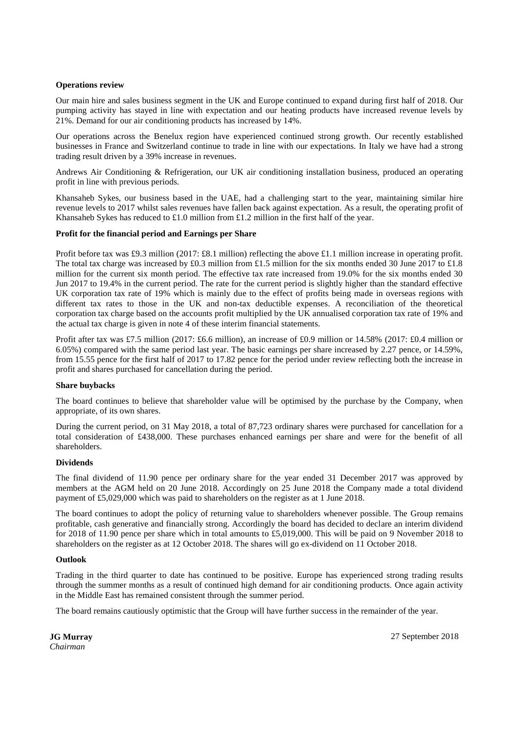**Operations review**

Our main hire and sales business segment in the UK and Europe continued to expand during first half of 2018. Our pumping activity has stayed in line with expectation and our heating products have increased revenue levels by 21%. Demand for our air conditioning products has increased by 14%.

Our operations across the Benelux region have experienced continued strong growth. Our recently established businesses in France and Switzerland continue to trade in line with our expectations. In Italy we have had a strong trading result driven by a 39% increase in revenues.

Andrews Air Conditioning & Refrigeration, our UK air conditioning installation business, produced an operating profit in line with previous periods.

Khansaheb Sykes, our business based in the UAE, had a challenging start to the year, maintaining similar hire revenue levels to 2017 whilst sales revenues have fallen back against expectation. As a result, the operating profit of Khansaheb Sykes has reduced to £1.0 million from £1.2 million in the first half of the year.

**Profit for the financial period and Earnings per Share**

Profit before tax was £9.3 million (2017: £8.1 million) reflecting the above £1.1 million increase in operating profit. The total tax charge was increased by £0.3 million from £1.5 million for the six months ended 30 June 2017 to £1.8 million for the current six month period. The effective tax rate increased from 19.0% for the six months ended 30 Jun 2017 to 19.4% in the current period. The rate for the current period is slightly higher than the standard effective UK corporation tax rate of 19% which is mainly due to the effect of profits being made in overseas regions with different tax rates to those in the UK and non-tax deductible expenses. A reconciliation of the theoretical corporation tax charge based on the accounts profit multiplied by the UK annualised corporation tax rate of 19% and the actual tax charge is given in note 4 of these interim financial statements.

Profit after tax was £7.5 million (2017: £6.6 million), an increase of £0.9 million or 14.58% (2017: £0.4 million or 6.05%) compared with the same period last year. The basic earnings per share increased by 2.27 pence, or 14.59%, from 15.55 pence for the first half of 2017 to 17.82 pence for the period under review reflecting both the increase in profit and shares purchased for cancellation during the period.

**Share buybacks**

The board continues to believe that shareholder value will be optimised by the purchase by the Company, when appropriate, of its own shares.

During the current period, on 31 May 2018, a total of 87,723 ordinary shares were purchased for cancellation for a total consideration of £438,000. These purchases enhanced earnings per share and were for the benefit of all shareholders.

**Dividends**

The final dividend of 11.90 pence per ordinary share for the year ended 31 December 2017 was approved by members at the AGM held on 20 June 2018. Accordingly on 25 June 2018 the Company made a total dividend payment of £5,029,000 which was paid to shareholders on the register as at 1 June 2018.

The board continues to adopt the policy of returning value to shareholders whenever possible. The Group remains profitable, cash generative and financially strong. Accordingly the board has decided to declare an interim dividend for 2018 of 11.90 pence per share which in total amounts to £5,019,000. This will be paid on 9 November 2018 to shareholders on the register as at 12 October 2018. The shares will go ex-dividend on 11 October 2018.

**Outlook**

Trading in the third quarter to date has continued to be positive. Europe has experienced strong trading results through the summer months as a result of continued high demand for air conditioning products. Once again activity in the Middle East has remained consistent through the summer period.

The board remains cautiously optimistic that the Group will have further success in the remainder of the year.

**JG Murray**
*Chairman*

27 September 2018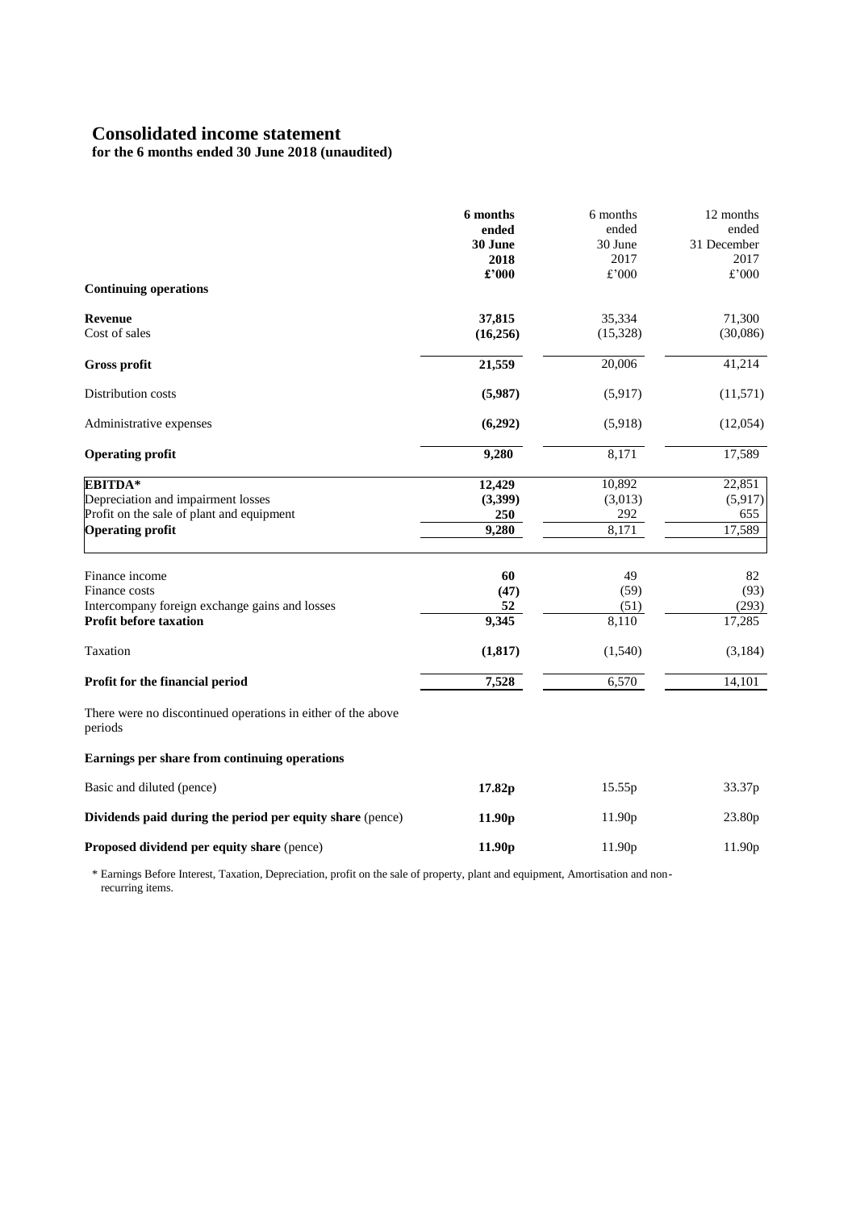# Consolidated income statement

**for the 6 months ended 30 June 2018 (unaudited)**

| | **6 months ended 30 June 2018 £'000** | 6 months ended 30 June 2017 £'000 | 12 months ended 31 December 2017 £'000 |
|---|---|---|---|
| **Continuing operations** | | | |
| **Revenue** | **37,815** | 35,334 | 71,300 |
| Cost of sales | **(16,256)** | (15,328) | (30,086) |
| **Gross profit** | **21,559** | 20,006 | 41,214 |
| Distribution costs | **(5,987)** | (5,917) | (11,571) |
| Administrative expenses | **(6,292)** | (5,918) | (12,054) |
| **Operating profit** | **9,280** | 8,171 | 17,589 |
| **EBITDA*** | **12,429** | 10,892 | 22,851 |
| Depreciation and impairment losses | **(3,399)** | (3,013) | (5,917) |
| Profit on the sale of plant and equipment | **250** | 292 | 655 |
| **Operating profit** | **9,280** | 8,171 | 17,589 |
| Finance income | **60** | 49 | 82 |
| Finance costs | **(47)** | (59) | (93) |
| Intercompany foreign exchange gains and losses | **52** | (51) | (293) |
| **Profit before taxation** | **9,345** | 8,110 | 17,285 |
| Taxation | **(1,817)** | (1,540) | (3,184) |
| **Profit for the financial period** | **7,528** | 6,570 | 14,101 |

There were no discontinued operations in either of the above periods

**Earnings per share from continuing operations**

| | | | |
|---|---|---|---|
| Basic and diluted (pence) | **17.82p** | 15.55p | 33.37p |
| **Dividends paid during the period per equity share** (pence) | **11.90p** | 11.90p | 23.80p |
| **Proposed dividend per equity share** (pence) | **11.90p** | 11.90p | 11.90p |

\* Earnings Before Interest, Taxation, Depreciation, profit on the sale of property, plant and equipment, Amortisation and non-recurring items.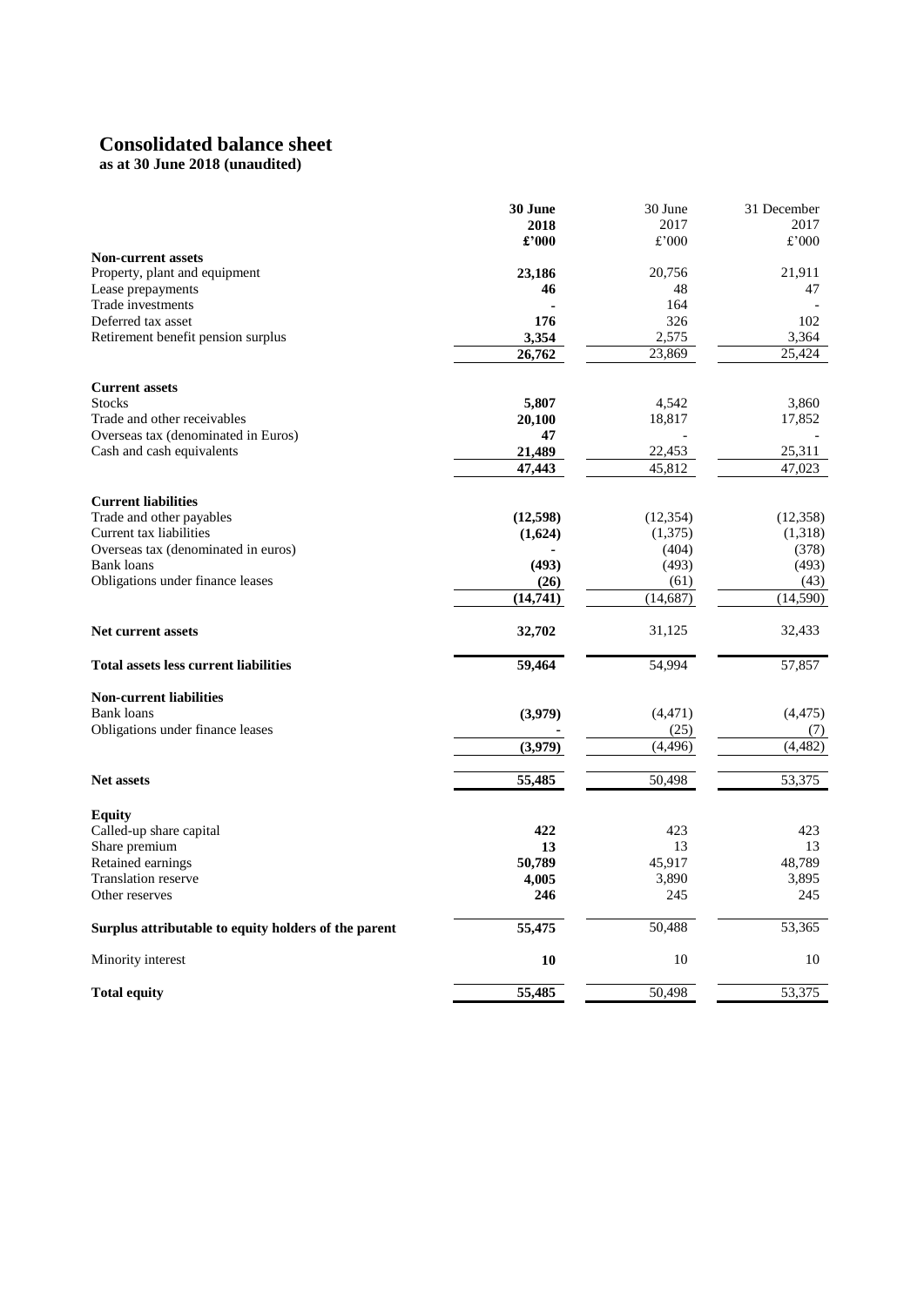# Consolidated balance sheet

**as at 30 June 2018 (unaudited)**

| | **30 June 2018 £'000** | 30 June 2017 £'000 | 31 December 2017 £'000 |
|---|---|---|---|
| **Non-current assets** | | | |
| Property, plant and equipment | **23,186** | 20,756 | 21,911 |
| Lease prepayments | **46** | 48 | 47 |
| Trade investments | **-** | 164 | - |
| Deferred tax asset | **176** | 326 | 102 |
| Retirement benefit pension surplus | **3,354** | 2,575 | 3,364 |
| | **26,762** | 23,869 | 25,424 |
| **Current assets** | | | |
| Stocks | **5,807** | 4,542 | 3,860 |
| Trade and other receivables | **20,100** | 18,817 | 17,852 |
| Overseas tax (denominated in Euros) | **47** | - | - |
| Cash and cash equivalents | **21,489** | 22,453 | 25,311 |
| | **47,443** | 45,812 | 47,023 |
| **Current liabilities** | | | |
| Trade and other payables | **(12,598)** | (12,354) | (12,358) |
| Current tax liabilities | **(1,624)** | (1,375) | (1,318) |
| Overseas tax (denominated in euros) | **-** | (404) | (378) |
| Bank loans | **(493)** | (493) | (493) |
| Obligations under finance leases | **(26)** | (61) | (43) |
| | **(14,741)** | (14,687) | (14,590) |
| **Net current assets** | **32,702** | 31,125 | 32,433 |
| **Total assets less current liabilities** | **59,464** | 54,994 | 57,857 |
| **Non-current liabilities** | | | |
| Bank loans | **(3,979)** | (4,471) | (4,475) |
| Obligations under finance leases | **-** | (25) | (7) |
| | **(3,979)** | (4,496) | (4,482) |
| **Net assets** | **55,485** | 50,498 | 53,375 |
| **Equity** | | | |
| Called-up share capital | **422** | 423 | 423 |
| Share premium | **13** | 13 | 13 |
| Retained earnings | **50,789** | 45,917 | 48,789 |
| Translation reserve | **4,005** | 3,890 | 3,895 |
| Other reserves | **246** | 245 | 245 |
| **Surplus attributable to equity holders of the parent** | **55,475** | 50,488 | 53,365 |
| Minority interest | **10** | 10 | 10 |
| **Total equity** | **55,485** | 50,498 | 53,375 |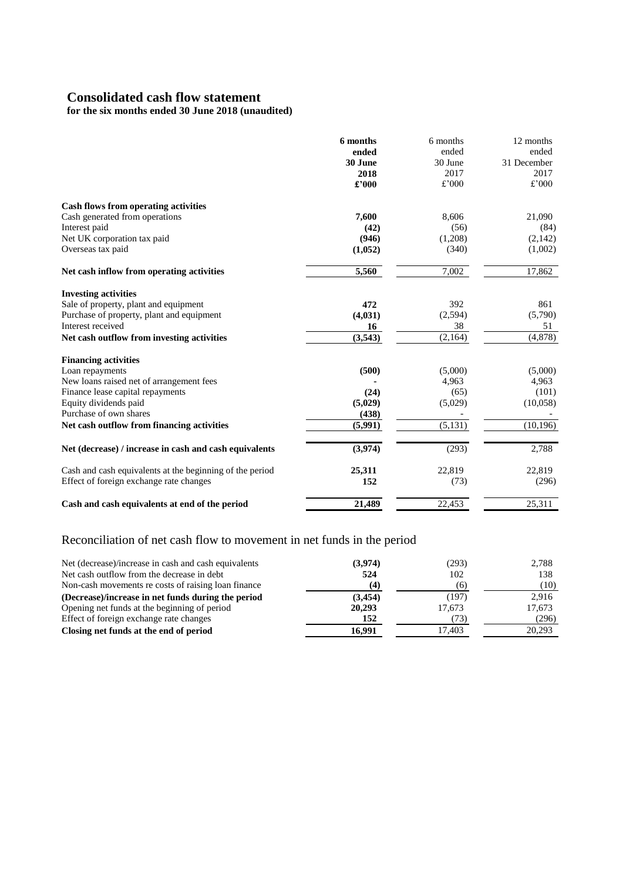# Consolidated cash flow statement

**for the six months ended 30 June 2018 (unaudited)**

| | **6 months ended 30 June 2018 £'000** | 6 months ended 30 June 2017 £'000 | 12 months ended 31 December 2017 £'000 |
|---|---|---|---|
| **Cash flows from operating activities** | | | |
| Cash generated from operations | **7,600** | 8,606 | 21,090 |
| Interest paid | **(42)** | (56) | (84) |
| Net UK corporation tax paid | **(946)** | (1,208) | (2,142) |
| Overseas tax paid | **(1,052)** | (340) | (1,002) |
| **Net cash inflow from operating activities** | **5,560** | 7,002 | 17,862 |
| **Investing activities** | | | |
| Sale of property, plant and equipment | **472** | 392 | 861 |
| Purchase of property, plant and equipment | **(4,031)** | (2,594) | (5,790) |
| Interest received | **16** | 38 | 51 |
| **Net cash outflow from investing activities** | **(3,543)** | (2,164) | (4,878) |
| **Financing activities** | | | |
| Loan repayments | **(500)** | (5,000) | (5,000) |
| New loans raised net of arrangement fees | **-** | 4,963 | 4,963 |
| Finance lease capital repayments | **(24)** | (65) | (101) |
| Equity dividends paid | **(5,029)** | (5,029) | (10,058) |
| Purchase of own shares | **(438)** | - | - |
| **Net cash outflow from financing activities** | **(5,991)** | (5,131) | (10,196) |
| **Net (decrease) / increase in cash and cash equivalents** | **(3,974)** | (293) | 2,788 |
| Cash and cash equivalents at the beginning of the period | **25,311** | 22,819 | 22,819 |
| Effect of foreign exchange rate changes | **152** | (73) | (296) |
| **Cash and cash equivalents at end of the period** | **21,489** | 22,453 | 25,311 |

## Reconciliation of net cash flow to movement in net funds in the period

| | | | |
|---|---|---|---|
| Net (decrease)/increase in cash and cash equivalents | **(3,974)** | (293) | 2,788 |
| Net cash outflow from the decrease in debt | **524** | 102 | 138 |
| Non-cash movements re costs of raising loan finance | **(4)** | (6) | (10) |
| **(Decrease)/increase in net funds during the period** | **(3,454)** | (197) | 2,916 |
| Opening net funds at the beginning of period | **20,293** | 17,673 | 17,673 |
| Effect of foreign exchange rate changes | **152** | (73) | (296) |
| **Closing net funds at the end of period** | **16,991** | 17,403 | 20,293 |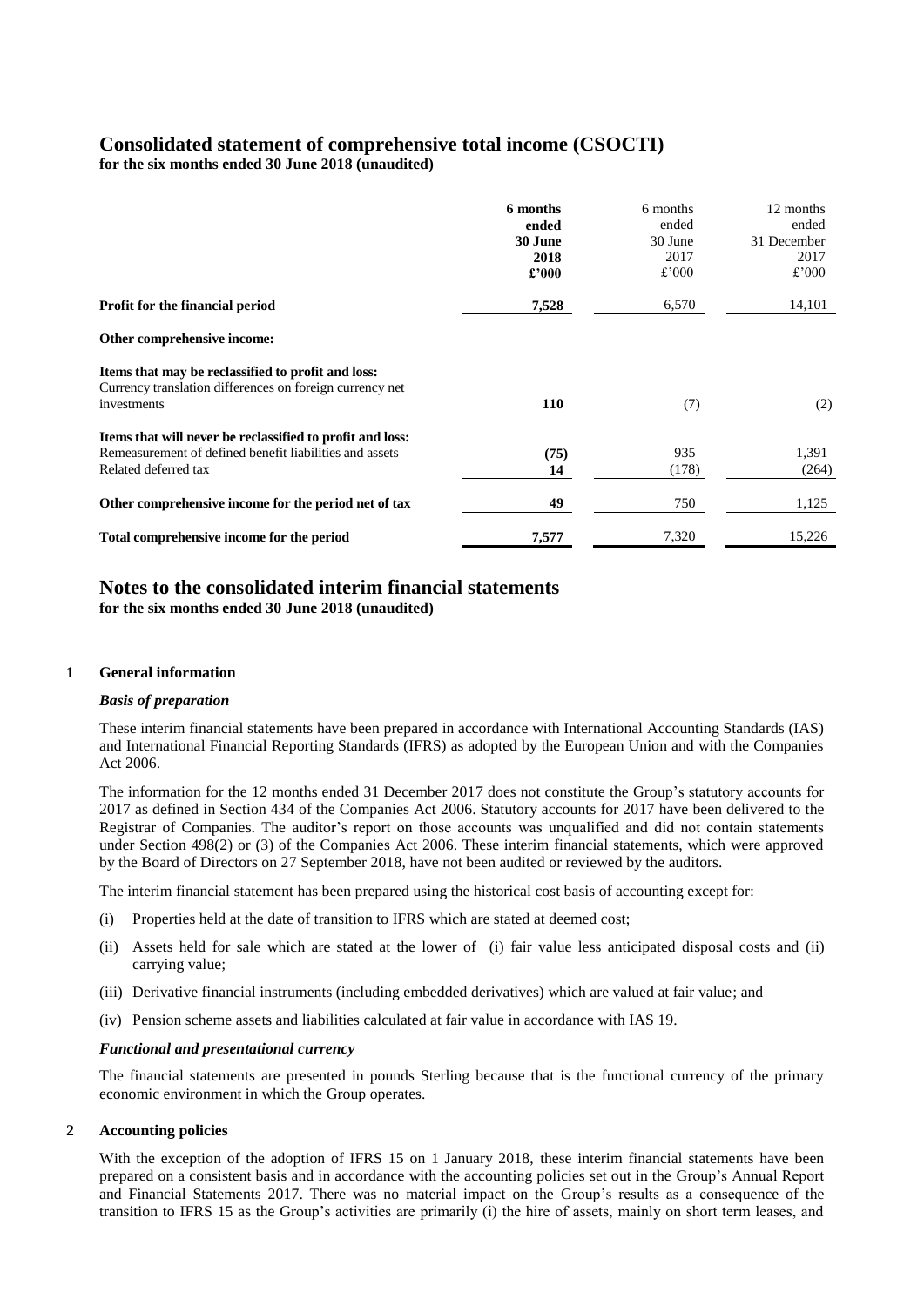# Consolidated statement of comprehensive total income (CSOCTI)

**for the six months ended 30 June 2018 (unaudited)**

| | **6 months ended 30 June 2018 £'000** | 6 months ended 30 June 2017 £'000 | 12 months ended 31 December 2017 £'000 |
|---|---|---|---|
| **Profit for the financial period** | **7,528** | 6,570 | 14,101 |
| **Other comprehensive income:** | | | |
| **Items that may be reclassified to profit and loss:** | | | |
| Currency translation differences on foreign currency net investments | **110** | (7) | (2) |
| **Items that will never be reclassified to profit and loss:** | | | |
| Remeasurement of defined benefit liabilities and assets | **(75)** | 935 | 1,391 |
| Related deferred tax | **14** | (178) | (264) |
| **Other comprehensive income for the period net of tax** | **49** | 750 | 1,125 |
| **Total comprehensive income for the period** | **7,577** | 7,320 | 15,226 |

# Notes to the consolidated interim financial statements

**for the six months ended 30 June 2018 (unaudited)**

## 1 General information

### *Basis of preparation*

These interim financial statements have been prepared in accordance with International Accounting Standards (IAS) and International Financial Reporting Standards (IFRS) as adopted by the European Union and with the Companies Act 2006.

The information for the 12 months ended 31 December 2017 does not constitute the Group's statutory accounts for 2017 as defined in Section 434 of the Companies Act 2006. Statutory accounts for 2017 have been delivered to the Registrar of Companies. The auditor's report on those accounts was unqualified and did not contain statements under Section 498(2) or (3) of the Companies Act 2006. These interim financial statements, which were approved by the Board of Directors on 27 September 2018, have not been audited or reviewed by the auditors.

The interim financial statement has been prepared using the historical cost basis of accounting except for:

(i) Properties held at the date of transition to IFRS which are stated at deemed cost;

(ii) Assets held for sale which are stated at the lower of (i) fair value less anticipated disposal costs and (ii) carrying value;

(iii) Derivative financial instruments (including embedded derivatives) which are valued at fair value; and

(iv) Pension scheme assets and liabilities calculated at fair value in accordance with IAS 19.

### *Functional and presentational currency*

The financial statements are presented in pounds Sterling because that is the functional currency of the primary economic environment in which the Group operates.

## 2 Accounting policies

With the exception of the adoption of IFRS 15 on 1 January 2018, these interim financial statements have been prepared on a consistent basis and in accordance with the accounting policies set out in the Group's Annual Report and Financial Statements 2017. There was no material impact on the Group's results as a consequence of the transition to IFRS 15 as the Group's activities are primarily (i) the hire of assets, mainly on short term leases, and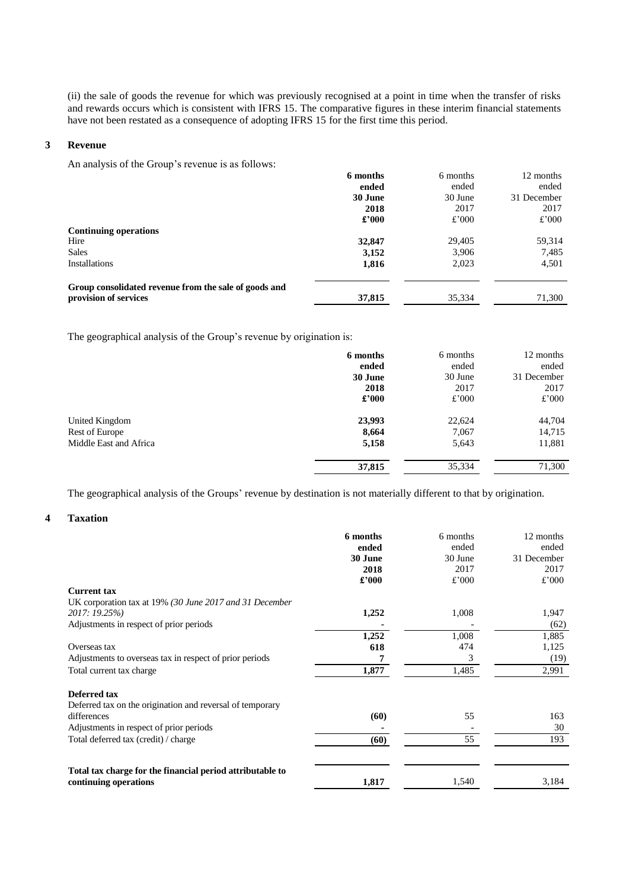(ii) the sale of goods the revenue for which was previously recognised at a point in time when the transfer of risks and rewards occurs which is consistent with IFRS 15. The comparative figures in these interim financial statements have not been restated as a consequence of adopting IFRS 15 for the first time this period.

## 3 Revenue

An analysis of the Group's revenue is as follows:

| | **6 months ended 30 June 2018 £'000** | 6 months ended 30 June 2017 £'000 | 12 months ended 31 December 2017 £'000 |
|---|---|---|---|
| **Continuing operations** | | | |
| Hire | **32,847** | 29,405 | 59,314 |
| Sales | **3,152** | 3,906 | 7,485 |
| Installations | **1,816** | 2,023 | 4,501 |
| **Group consolidated revenue from the sale of goods and provision of services** | **37,815** | 35,334 | 71,300 |

The geographical analysis of the Group's revenue by origination is:

| | **6 months ended 30 June 2018 £'000** | 6 months ended 30 June 2017 £'000 | 12 months ended 31 December 2017 £'000 |
|---|---|---|---|
| United Kingdom | **23,993** | 22,624 | 44,704 |
| Rest of Europe | **8,664** | 7,067 | 14,715 |
| Middle East and Africa | **5,158** | 5,643 | 11,881 |
| | **37,815** | 35,334 | 71,300 |

The geographical analysis of the Groups' revenue by destination is not materially different to that by origination.

## 4 Taxation

| | **6 months ended 30 June 2018 £'000** | 6 months ended 30 June 2017 £'000 | 12 months ended 31 December 2017 £'000 |
|---|---|---|---|
| **Current tax** | | | |
| UK corporation tax at 19% *(30 June 2017 and 31 December 2017: 19.25%)* | **1,252** | 1,008 | 1,947 |
| Adjustments in respect of prior periods | **-** | - | (62) |
| | **1,252** | 1,008 | 1,885 |
| Overseas tax | **618** | 474 | 1,125 |
| Adjustments to overseas tax in respect of prior periods | **7** | 3 | (19) |
| Total current tax charge | **1,877** | 1,485 | 2,991 |
| **Deferred tax** | | | |
| Deferred tax on the origination and reversal of temporary differences | **(60)** | 55 | 163 |
| Adjustments in respect of prior periods | **-** | - | 30 |
| Total deferred tax (credit) / charge | **(60)** | 55 | 193 |
| **Total tax charge for the financial period attributable to continuing operations** | **1,817** | 1,540 | 3,184 |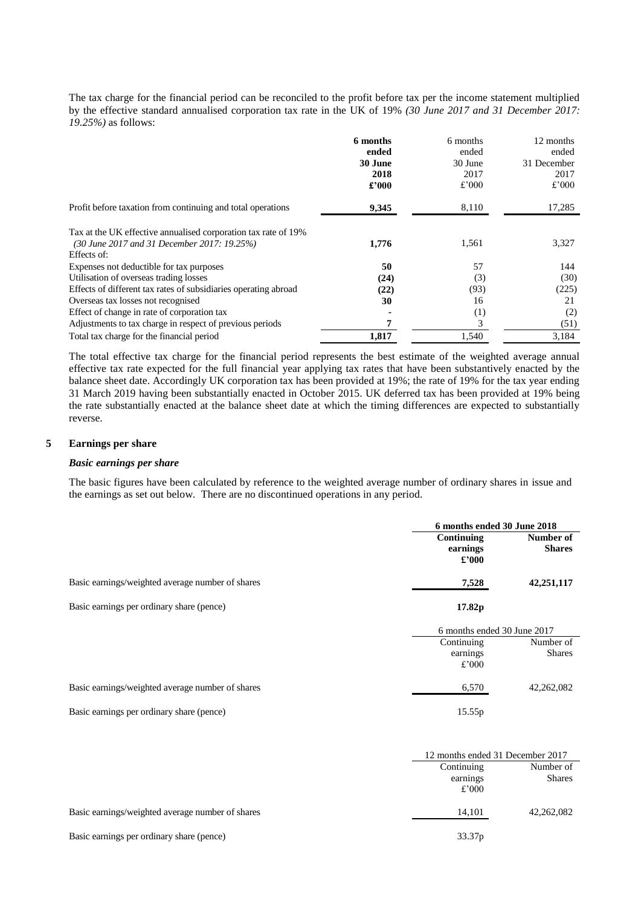The tax charge for the financial period can be reconciled to the profit before tax per the income statement multiplied by the effective standard annualised corporation tax rate in the UK of 19% *(30 June 2017 and 31 December 2017: 19.25%)* as follows:

| | **6 months ended 30 June 2018 £'000** | 6 months ended 30 June 2017 £'000 | 12 months ended 31 December 2017 £'000 |
|---|---|---|---|
| Profit before taxation from continuing and total operations | **9,345** | 8,110 | 17,285 |
| Tax at the UK effective annualised corporation tax rate of 19% *(30 June 2017 and 31 December 2017: 19.25%)* | **1,776** | 1,561 | 3,327 |
| Effects of: | | | |
| Expenses not deductible for tax purposes | **50** | 57 | 144 |
| Utilisation of overseas trading losses | **(24)** | (3) | (30) |
| Effects of different tax rates of subsidiaries operating abroad | **(22)** | (93) | (225) |
| Overseas tax losses not recognised | **30** | 16 | 21 |
| Effect of change in rate of corporation tax | **-** | (1) | (2) |
| Adjustments to tax charge in respect of previous periods | **7** | 3 | (51) |
| Total tax charge for the financial period | **1,817** | 1,540 | 3,184 |

The total effective tax charge for the financial period represents the best estimate of the weighted average annual effective tax rate expected for the full financial year applying tax rates that have been substantively enacted by the balance sheet date. Accordingly UK corporation tax has been provided at 19%; the rate of 19% for the tax year ending 31 March 2019 having been substantially enacted in October 2015. UK deferred tax has been provided at 19% being the rate substantially enacted at the balance sheet date at which the timing differences are expected to substantially reverse.

## 5 Earnings per share

### *Basic earnings per share*

The basic figures have been calculated by reference to the weighted average number of ordinary shares in issue and the earnings as set out below. There are no discontinued operations in any period.

| | **6 months ended 30 June 2018** | |
|---|---|---|
| | **Continuing earnings £'000** | **Number of Shares** |
| Basic earnings/weighted average number of shares | **7,528** | **42,251,117** |
| Basic earnings per ordinary share (pence) | **17.82p** | |

| | 6 months ended 30 June 2017 | |
|---|---|---|
| | Continuing earnings £'000 | Number of Shares |
| Basic earnings/weighted average number of shares | 6,570 | 42,262,082 |
| Basic earnings per ordinary share (pence) | 15.55p | |

| | 12 months ended 31 December 2017 | |
|---|---|---|
| | Continuing earnings £'000 | Number of Shares |
| Basic earnings/weighted average number of shares | 14,101 | 42,262,082 |
| Basic earnings per ordinary share (pence) | 33.37p | |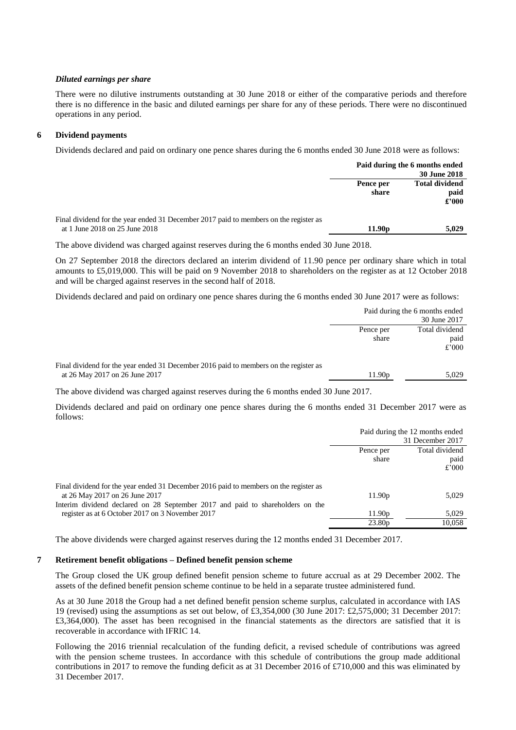*Diluted earnings per share*

There were no dilutive instruments outstanding at 30 June 2018 or either of the comparative periods and therefore there is no difference in the basic and diluted earnings per share for any of these periods. There were no discontinued operations in any period.

## 6 Dividend payments

Dividends declared and paid on ordinary one pence shares during the 6 months ended 30 June 2018 were as follows:

| | **Paid during the 6 months ended 30 June 2018** | |
|---|---|---|
| | **Pence per share** | **Total dividend paid £'000** |
| Final dividend for the year ended 31 December 2017 paid to members on the register as at 1 June 2018 on 25 June 2018 | **11.90p** | **5,029** |

The above dividend was charged against reserves during the 6 months ended 30 June 2018.

On 27 September 2018 the directors declared an interim dividend of 11.90 pence per ordinary share which in total amounts to £5,019,000. This will be paid on 9 November 2018 to shareholders on the register as at 12 October 2018 and will be charged against reserves in the second half of 2018.

Dividends declared and paid on ordinary one pence shares during the 6 months ended 30 June 2017 were as follows:

| | Paid during the 6 months ended 30 June 2017 | |
|---|---|---|
| | Pence per share | Total dividend paid £'000 |
| Final dividend for the year ended 31 December 2016 paid to members on the register as at 26 May 2017 on 26 June 2017 | 11.90p | 5,029 |

The above dividend was charged against reserves during the 6 months ended 30 June 2017.

Dividends declared and paid on ordinary one pence shares during the 6 months ended 31 December 2017 were as follows:

| | Paid during the 12 months ended 31 December 2017 | |
|---|---|---|
| | Pence per share | Total dividend paid £'000 |
| Final dividend for the year ended 31 December 2016 paid to members on the register as at 26 May 2017 on 26 June 2017 | 11.90p | 5,029 |
| Interim dividend declared on 28 September 2017 and paid to shareholders on the register as at 6 October 2017 on 3 November 2017 | 11.90p | 5,029 |
| | 23.80p | 10,058 |

The above dividends were charged against reserves during the 12 months ended 31 December 2017.

## 7 Retirement benefit obligations – Defined benefit pension scheme

The Group closed the UK group defined benefit pension scheme to future accrual as at 29 December 2002. The assets of the defined benefit pension scheme continue to be held in a separate trustee administered fund.

As at 30 June 2018 the Group had a net defined benefit pension scheme surplus, calculated in accordance with IAS 19 (revised) using the assumptions as set out below, of £3,354,000 (30 June 2017: £2,575,000; 31 December 2017: £3,364,000). The asset has been recognised in the financial statements as the directors are satisfied that it is recoverable in accordance with IFRIC 14.

Following the 2016 triennial recalculation of the funding deficit, a revised schedule of contributions was agreed with the pension scheme trustees. In accordance with this schedule of contributions the group made additional contributions in 2017 to remove the funding deficit as at 31 December 2016 of £710,000 and this was eliminated by 31 December 2017.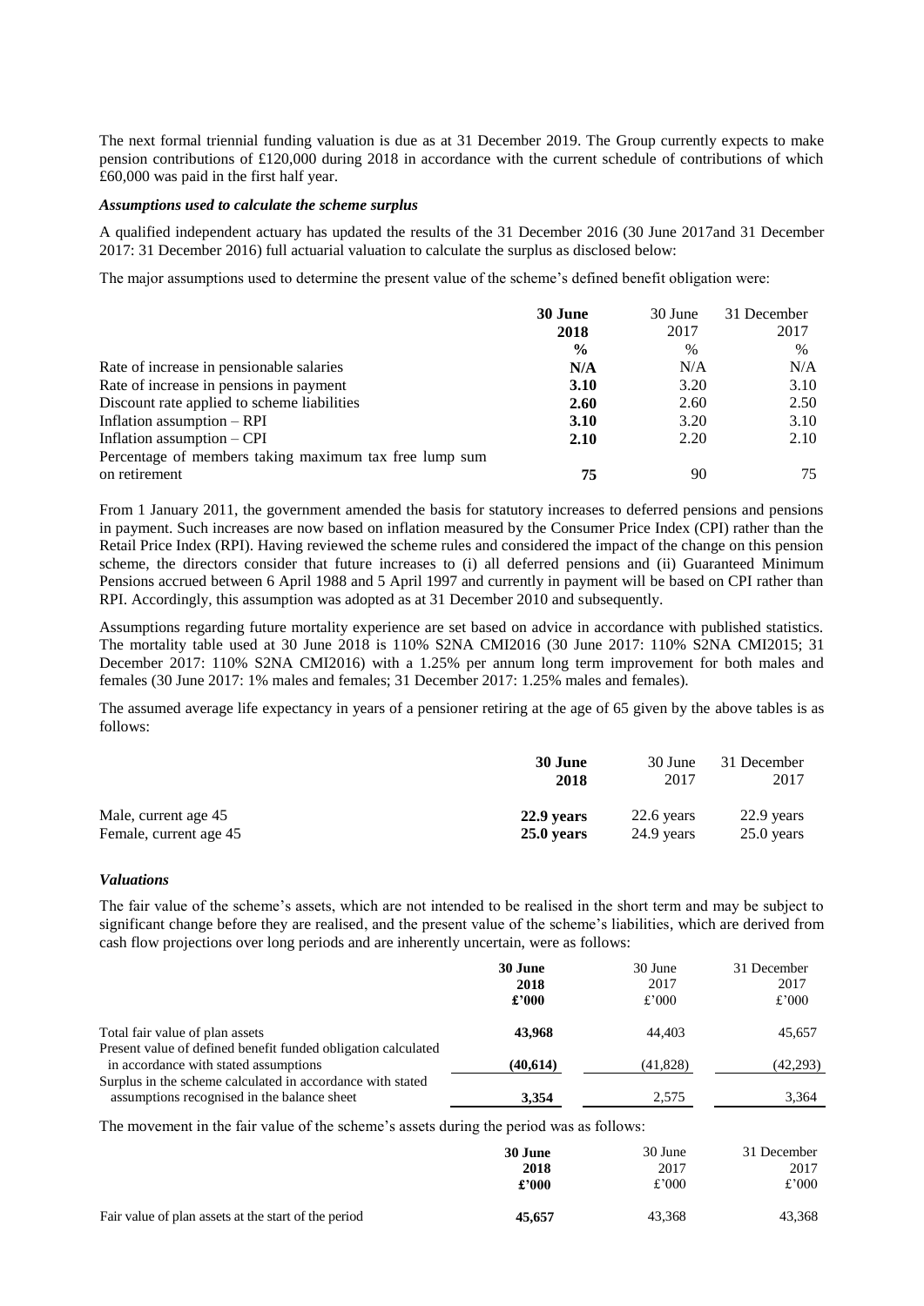The next formal triennial funding valuation is due as at 31 December 2019. The Group currently expects to make pension contributions of £120,000 during 2018 in accordance with the current schedule of contributions of which £60,000 was paid in the first half year.

***Assumptions used to calculate the scheme surplus***

A qualified independent actuary has updated the results of the 31 December 2016 (30 June 2017and 31 December 2017: 31 December 2016) full actuarial valuation to calculate the surplus as disclosed below:

The major assumptions used to determine the present value of the scheme's defined benefit obligation were:

| | **30 June 2018** | 30 June 2017 | 31 December 2017 |
|---|---|---|---|
| | **%** | % | % |
| Rate of increase in pensionable salaries | **N/A** | N/A | N/A |
| Rate of increase in pensions in payment | **3.10** | 3.20 | 3.10 |
| Discount rate applied to scheme liabilities | **2.60** | 2.60 | 2.50 |
| Inflation assumption – RPI | **3.10** | 3.20 | 3.10 |
| Inflation assumption – CPI | **2.10** | 2.20 | 2.10 |
| Percentage of members taking maximum tax free lump sum on retirement | **75** | 90 | 75 |

From 1 January 2011, the government amended the basis for statutory increases to deferred pensions and pensions in payment. Such increases are now based on inflation measured by the Consumer Price Index (CPI) rather than the Retail Price Index (RPI). Having reviewed the scheme rules and considered the impact of the change on this pension scheme, the directors consider that future increases to (i) all deferred pensions and (ii) Guaranteed Minimum Pensions accrued between 6 April 1988 and 5 April 1997 and currently in payment will be based on CPI rather than RPI. Accordingly, this assumption was adopted as at 31 December 2010 and subsequently.

Assumptions regarding future mortality experience are set based on advice in accordance with published statistics. The mortality table used at 30 June 2018 is 110% S2NA CMI2016 (30 June 2017: 110% S2NA CMI2015; 31 December 2017: 110% S2NA CMI2016) with a 1.25% per annum long term improvement for both males and females (30 June 2017: 1% males and females; 31 December 2017: 1.25% males and females).

The assumed average life expectancy in years of a pensioner retiring at the age of 65 given by the above tables is as follows:

| | **30 June 2018** | 30 June 2017 | 31 December 2017 |
|---|---|---|---|
| Male, current age 45 | **22.9 years** | 22.6 years | 22.9 years |
| Female, current age 45 | **25.0 years** | 24.9 years | 25.0 years |

***Valuations***

The fair value of the scheme's assets, which are not intended to be realised in the short term and may be subject to significant change before they are realised, and the present value of the scheme's liabilities, which are derived from cash flow projections over long periods and are inherently uncertain, were as follows:

| | **30 June 2018** | 30 June 2017 | 31 December 2017 |
|---|---|---|---|
| | **£'000** | £'000 | £'000 |
| Total fair value of plan assets | **43,968** | 44,403 | 45,657 |
| Present value of defined benefit funded obligation calculated in accordance with stated assumptions | **(40,614)** | (41,828) | (42,293) |
| Surplus in the scheme calculated in accordance with stated assumptions recognised in the balance sheet | **3,354** | 2,575 | 3,364 |

The movement in the fair value of the scheme's assets during the period was as follows:

| | **30 June 2018** | 30 June 2017 | 31 December 2017 |
|---|---|---|---|
| | **£'000** | £'000 | £'000 |
| Fair value of plan assets at the start of the period | **45,657** | 43,368 | 43,368 |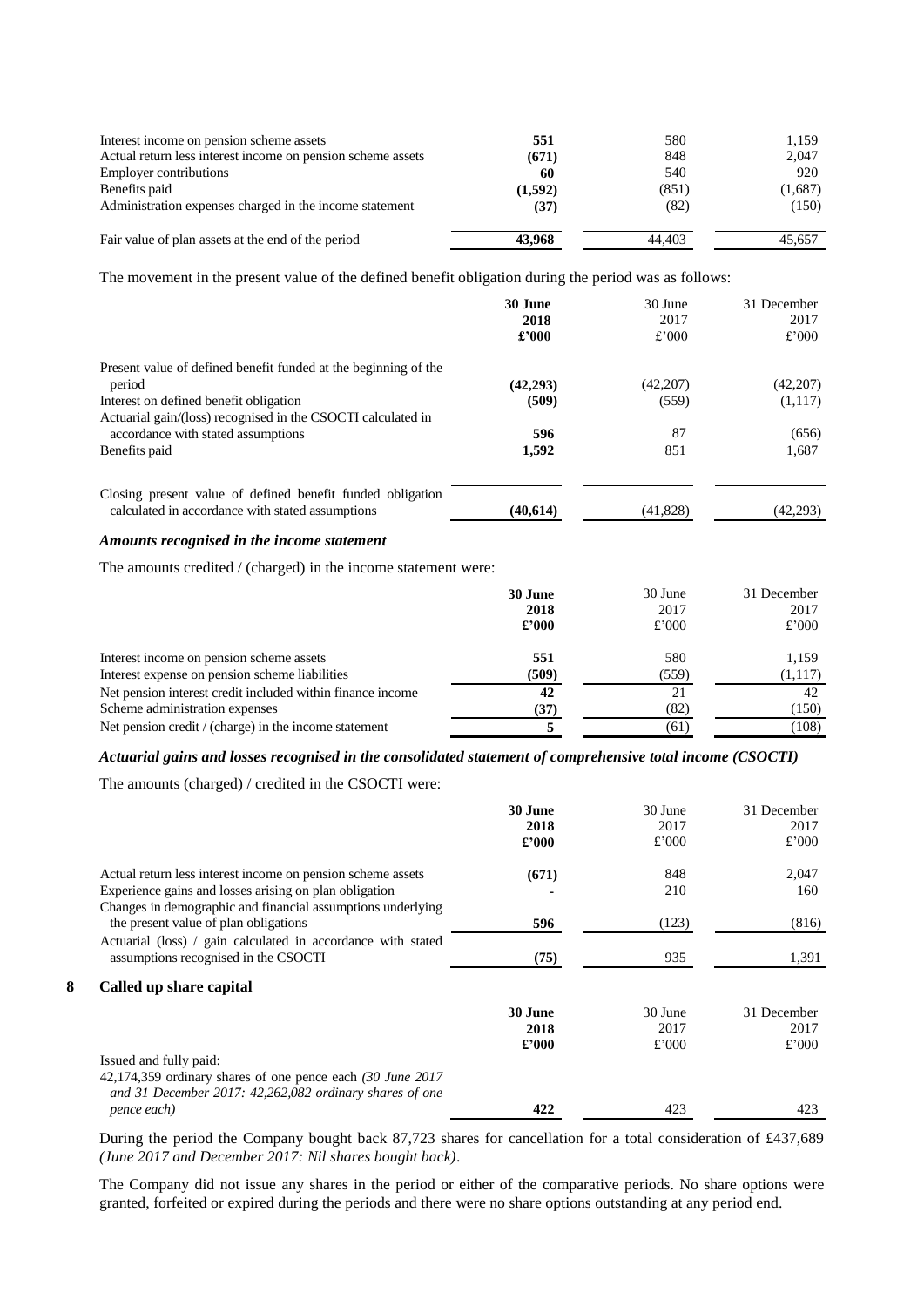| | | | |
|---|---|---|---|
| Interest income on pension scheme assets | **551** | 580 | 1,159 |
| Actual return less interest income on pension scheme assets | **(671)** | 848 | 2,047 |
| Employer contributions | **60** | 540 | 920 |
| Benefits paid | **(1,592)** | (851) | (1,687) |
| Administration expenses charged in the income statement | **(37)** | (82) | (150) |
| Fair value of plan assets at the end of the period | **43,968** | 44,403 | 45,657 |

The movement in the present value of the defined benefit obligation during the period was as follows:

| | **30 June 2018 £'000** | 30 June 2017 £'000 | 31 December 2017 £'000 |
|---|---|---|---|
| Present value of defined benefit funded at the beginning of the period | **(42,293)** | (42,207) | (42,207) |
| Interest on defined benefit obligation | **(509)** | (559) | (1,117) |
| Actuarial gain/(loss) recognised in the CSOCTI calculated in accordance with stated assumptions | **596** | 87 | (656) |
| Benefits paid | **1,592** | 851 | 1,687 |
| Closing present value of defined benefit funded obligation calculated in accordance with stated assumptions | **(40,614)** | (41,828) | (42,293) |

***Amounts recognised in the income statement***

The amounts credited / (charged) in the income statement were:

| | **30 June 2018 £'000** | 30 June 2017 £'000 | 31 December 2017 £'000 |
|---|---|---|---|
| Interest income on pension scheme assets | **551** | 580 | 1,159 |
| Interest expense on pension scheme liabilities | **(509)** | (559) | (1,117) |
| Net pension interest credit included within finance income | **42** | 21 | 42 |
| Scheme administration expenses | **(37)** | (82) | (150) |
| Net pension credit / (charge) in the income statement | **5** | (61) | (108) |

***Actuarial gains and losses recognised in the consolidated statement of comprehensive total income (CSOCTI)***

The amounts (charged) / credited in the CSOCTI were:

| | **30 June 2018 £'000** | 30 June 2017 £'000 | 31 December 2017 £'000 |
|---|---|---|---|
| Actual return less interest income on pension scheme assets | **(671)** | 848 | 2,047 |
| Experience gains and losses arising on plan obligation | **-** | 210 | 160 |
| Changes in demographic and financial assumptions underlying the present value of plan obligations | **596** | (123) | (816) |
| Actuarial (loss) / gain calculated in accordance with stated assumptions recognised in the CSOCTI | **(75)** | 935 | 1,391 |

## 8 Called up share capital

| | **30 June 2018 £'000** | 30 June 2017 £'000 | 31 December 2017 £'000 |
|---|---|---|---|
| Issued and fully paid: | | | |
| 42,174,359 ordinary shares of one pence each *(30 June 2017 and 31 December 2017: 42,262,082 ordinary shares of one pence each)* | **422** | 423 | 423 |

During the period the Company bought back 87,723 shares for cancellation for a total consideration of £437,689 *(June 2017 and December 2017: Nil shares bought back)*.

The Company did not issue any shares in the period or either of the comparative periods. No share options were granted, forfeited or expired during the periods and there were no share options outstanding at any period end.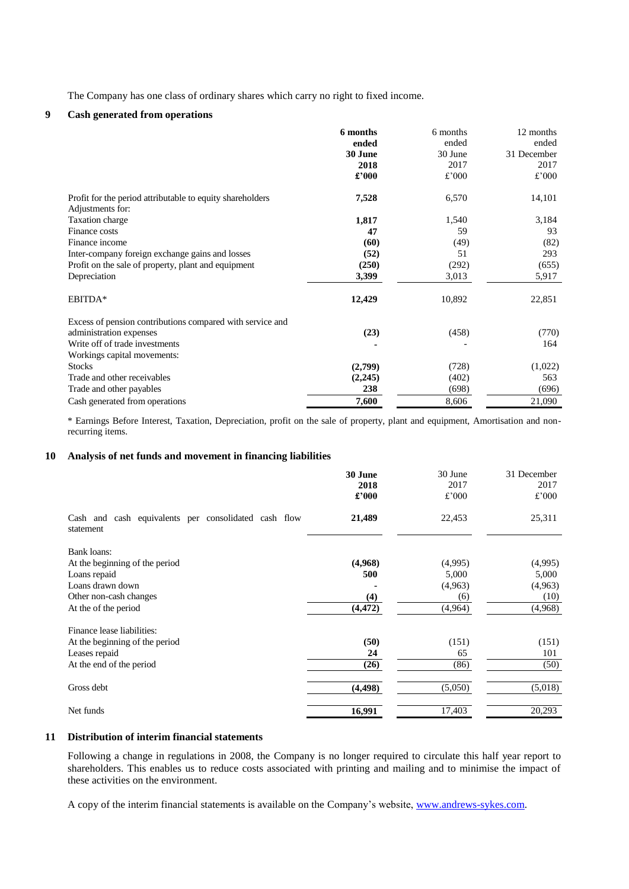The Company has one class of ordinary shares which carry no right to fixed income.

## 9 Cash generated from operations

| | **6 months ended 30 June 2018 £'000** | 6 months ended 30 June 2017 £'000 | 12 months ended 31 December 2017 £'000 |
|---|---|---|---|
| Profit for the period attributable to equity shareholders | **7,528** | 6,570 | 14,101 |
| Adjustments for: | | | |
| Taxation charge | **1,817** | 1,540 | 3,184 |
| Finance costs | **47** | 59 | 93 |
| Finance income | **(60)** | (49) | (82) |
| Inter-company foreign exchange gains and losses | **(52)** | 51 | 293 |
| Profit on the sale of property, plant and equipment | **(250)** | (292) | (655) |
| Depreciation | **3,399** | 3,013 | 5,917 |
| EBITDA* | **12,429** | 10,892 | 22,851 |
| Excess of pension contributions compared with service and administration expenses | **(23)** | (458) | (770) |
| Write off of trade investments | **-** | - | 164 |
| Workings capital movements: | | | |
| Stocks | **(2,799)** | (728) | (1,022) |
| Trade and other receivables | **(2,245)** | (402) | 563 |
| Trade and other payables | **238** | (698) | (696) |
| Cash generated from operations | **7,600** | 8,606 | 21,090 |

\* Earnings Before Interest, Taxation, Depreciation, profit on the sale of property, plant and equipment, Amortisation and non-recurring items.

## 10 Analysis of net funds and movement in financing liabilities

| | **30 June 2018 £'000** | 30 June 2017 £'000 | 31 December 2017 £'000 |
|---|---|---|---|
| Cash and cash equivalents per consolidated cash flow statement | **21,489** | 22,453 | 25,311 |
| Bank loans: | | | |
| At the beginning of the period | **(4,968)** | (4,995) | (4,995) |
| Loans repaid | **500** | 5,000 | 5,000 |
| Loans drawn down | **-** | (4,963) | (4,963) |
| Other non-cash changes | **(4)** | (6) | (10) |
| At the of the period | **(4,472)** | (4,964) | (4,968) |
| Finance lease liabilities: | | | |
| At the beginning of the period | **(50)** | (151) | (151) |
| Leases repaid | **24** | 65 | 101 |
| At the end of the period | **(26)** | (86) | (50) |
| Gross debt | **(4,498)** | (5,050) | (5,018) |
| Net funds | **16,991** | 17,403 | 20,293 |

## 11 Distribution of interim financial statements

Following a change in regulations in 2008, the Company is no longer required to circulate this half year report to shareholders. This enables us to reduce costs associated with printing and mailing and to minimise the impact of these activities on the environment.

A copy of the interim financial statements is available on the Company's website, www.andrews-sykes.com.